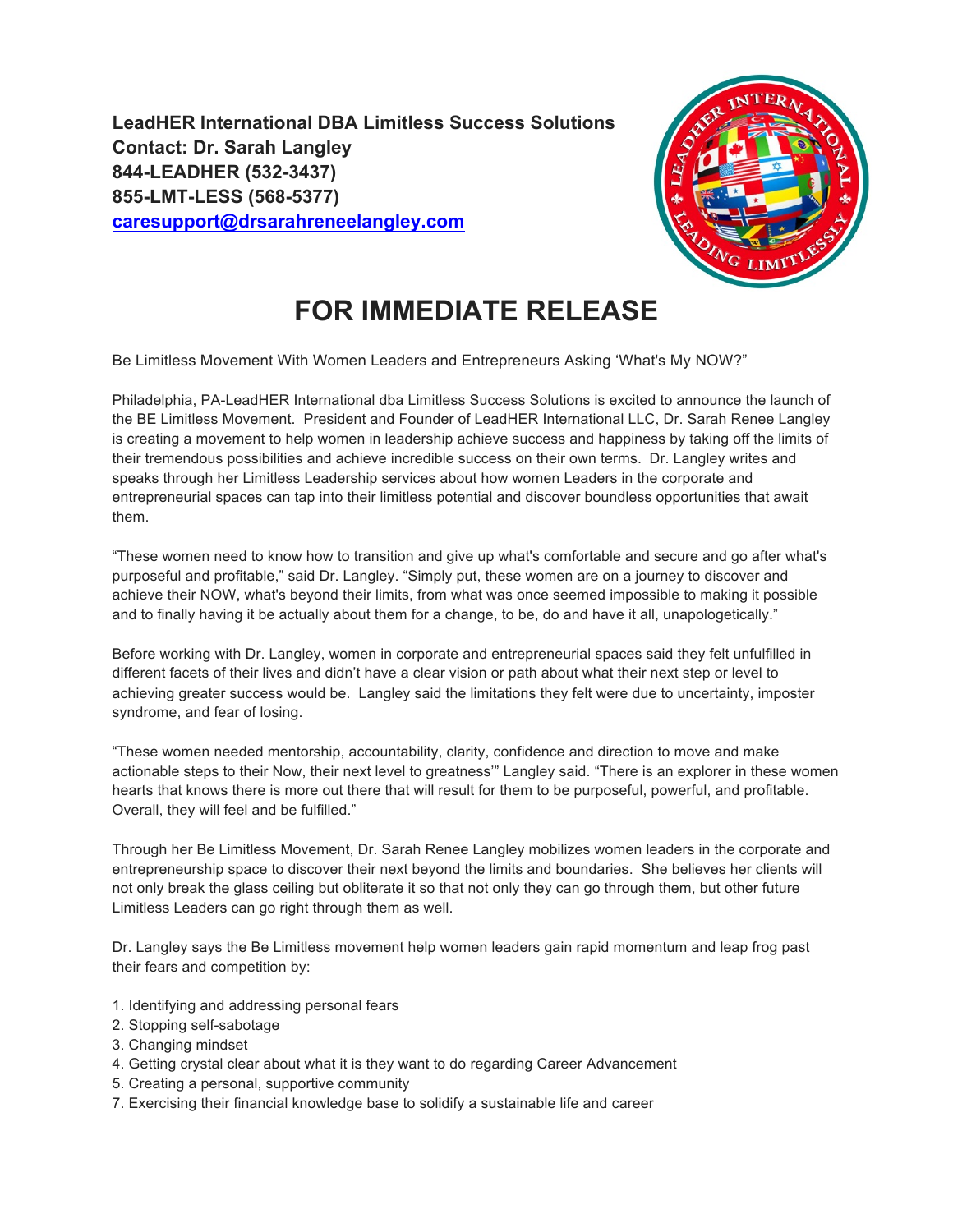**LeadHER International DBA Limitless Success Solutions**
**Contact: Dr. Sarah Langley**
**844-LEADHER (532-3437)**
**855-LMT-LESS (568-5377)**
**[caresupport@drsarahreneelangley.com](mailto:caresupport@drsarahreneelangley.com)**

# FOR IMMEDIATE RELEASE

Be Limitless Movement With Women Leaders and Entrepreneurs Asking 'What's My NOW?"

Philadelphia, PA-LeadHER International dba Limitless Success Solutions is excited to announce the launch of the BE Limitless Movement. President and Founder of LeadHER International LLC, Dr. Sarah Renee Langley is creating a movement to help women in leadership achieve success and happiness by taking off the limits of their tremendous possibilities and achieve incredible success on their own terms. Dr. Langley writes and speaks through her Limitless Leadership services about how women Leaders in the corporate and entrepreneurial spaces can tap into their limitless potential and discover boundless opportunities that await them.

"These women need to know how to transition and give up what's comfortable and secure and go after what's purposeful and profitable," said Dr. Langley. "Simply put, these women are on a journey to discover and achieve their NOW, what's beyond their limits, from what was once seemed impossible to making it possible and to finally having it be actually about them for a change, to be, do and have it all, unapologetically."

Before working with Dr. Langley, women in corporate and entrepreneurial spaces said they felt unfulfilled in different facets of their lives and didn't have a clear vision or path about what their next step or level to achieving greater success would be. Langley said the limitations they felt were due to uncertainty, imposter syndrome, and fear of losing.

"These women needed mentorship, accountability, clarity, confidence and direction to move and make actionable steps to their Now, their next level to greatness'" Langley said. "There is an explorer in these women hearts that knows there is more out there that will result for them to be purposeful, powerful, and profitable. Overall, they will feel and be fulfilled."

Through her Be Limitless Movement, Dr. Sarah Renee Langley mobilizes women leaders in the corporate and entrepreneurship space to discover their next beyond the limits and boundaries. She believes her clients will not only break the glass ceiling but obliterate it so that not only they can go through them, but other future Limitless Leaders can go right through them as well.

Dr. Langley says the Be Limitless movement help women leaders gain rapid momentum and leap frog past their fears and competition by:

1. Identifying and addressing personal fears
2. Stopping self-sabotage
3. Changing mindset
4. Getting crystal clear about what it is they want to do regarding Career Advancement
5. Creating a personal, supportive community
7. Exercising their financial knowledge base to solidify a sustainable life and career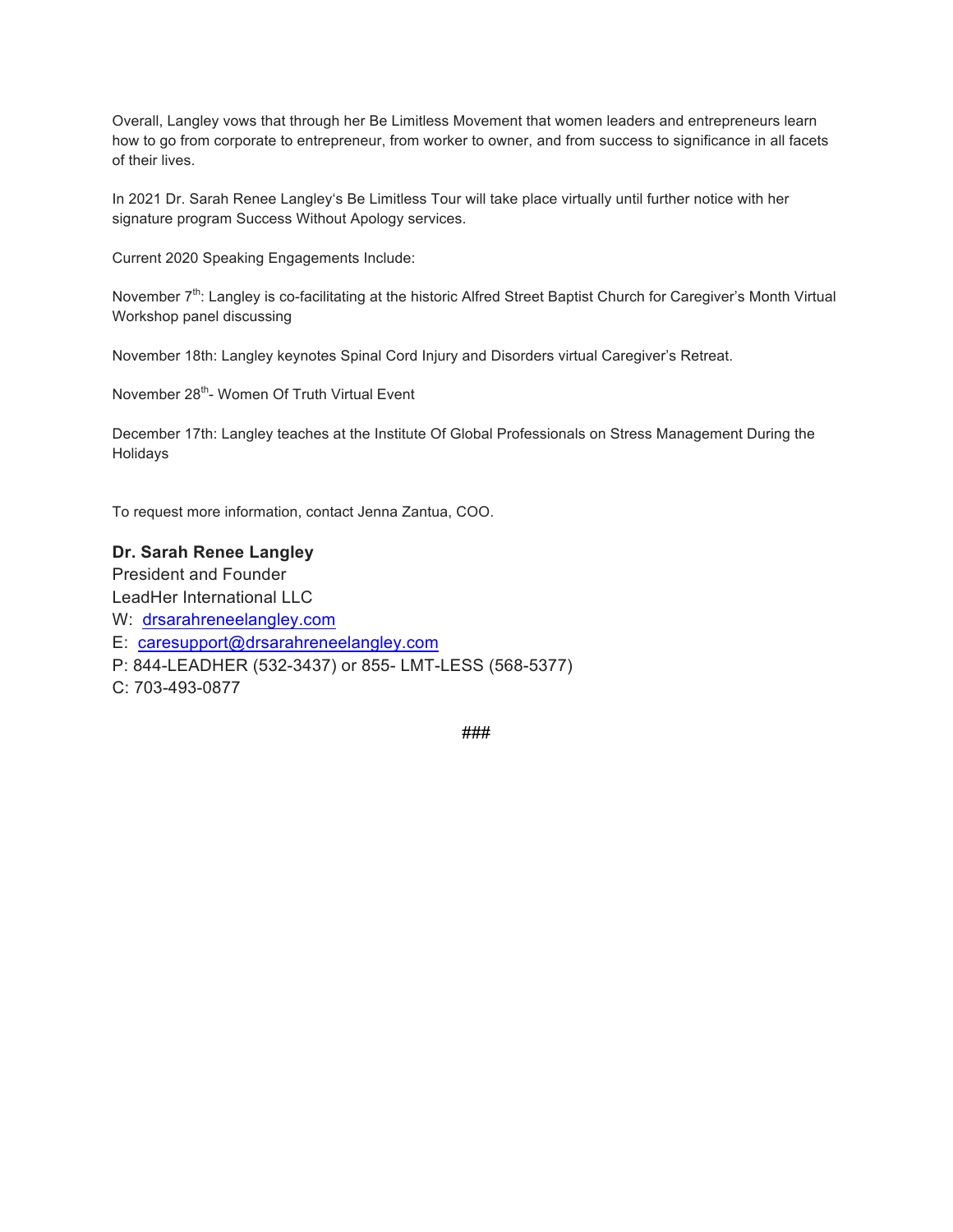Overall, Langley vows that through her Be Limitless Movement that women leaders and entrepreneurs learn how to go from corporate to entrepreneur, from worker to owner, and from success to significance in all facets of their lives.

In 2021 Dr. Sarah Renee Langley's Be Limitless Tour will take place virtually until further notice with her signature program Success Without Apology services.

Current 2020 Speaking Engagements Include:

November 7th: Langley is co-facilitating at the historic Alfred Street Baptist Church for Caregiver's Month Virtual Workshop panel discussing

November 18th: Langley keynotes Spinal Cord Injury and Disorders virtual Caregiver's Retreat.

November 28th- Women Of Truth Virtual Event

December 17th: Langley teaches at the Institute Of Global Professionals on Stress Management During the Holidays

To request more information, contact Jenna Zantua, COO.

**Dr. Sarah Renee Langley**
President and Founder
LeadHer International LLC
W: drsarahreneelangley.com
E: caresupport@drsarahreneelangley.com
P: 844-LEADHER (532-3437) or 855- LMT-LESS (568-5377)
C: 703-493-0877

###